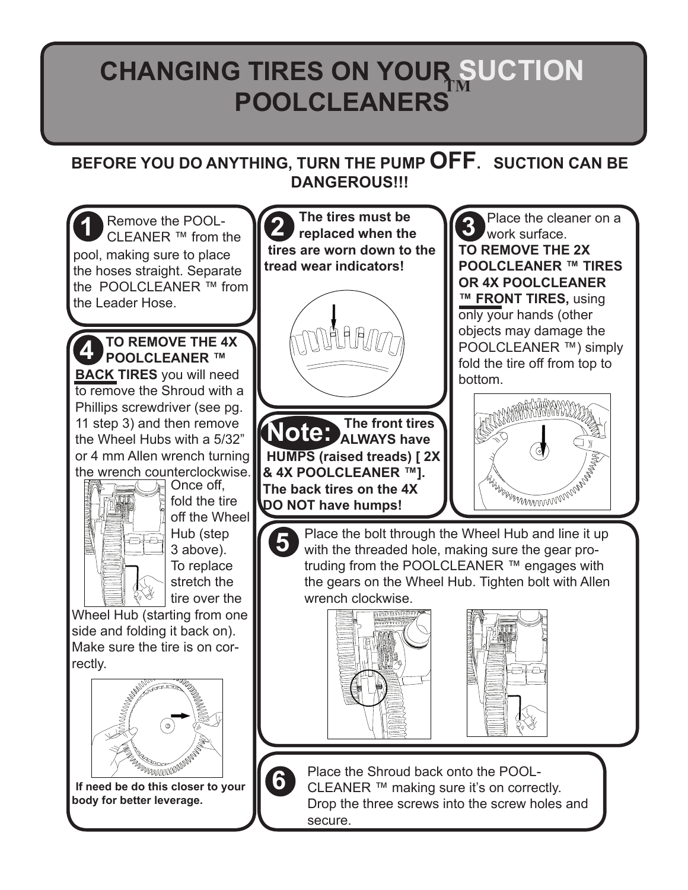# CHANGING TIRES ON YOUR SUCTION™ POOLCLEANERS

**BEFORE YOU DO ANYTHING, TURN THE PUMP OFF. SUCTION CAN BE DANGEROUS!!!**

**1** Remove the POOLCLEANER ™ from the pool, making sure to place the hoses straight. Separate the POOLCLEANER ™ from the Leader Hose.

**2** **The tires must be replaced when the tires are worn down to the tread wear indicators!**

**3** Place the cleaner on a work surface. **TO REMOVE THE 2X POOLCLEANER ™ TIRES OR 4X POOLCLEANER ™ FRONT TIRES,** using only your hands (other objects may damage the POOLCLEANER ™) simply fold the tire off from top to bottom.

**Note:** **The front tires ALWAYS have HUMPS (raised treads) [ 2X & 4X POOLCLEANER ™]. The back tires on the 4X DO NOT have humps!**

**4** **TO REMOVE THE 4X POOLCLEANER ™ BACK TIRES** you will need to remove the Shroud with a Phillips screwdriver (see pg. 11 step 3) and then remove the Wheel Hubs with a 5/32" or 4 mm Allen wrench turning the wrench counterclockwise. Once off, fold the tire off the Wheel Hub (step 3 above). To replace stretch the tire over the Wheel Hub (starting from one side and folding it back on). Make sure the tire is on correctly.

**If need be do this closer to your body for better leverage.**

**5** Place the bolt through the Wheel Hub and line it up with the threaded hole, making sure the gear protruding from the POOLCLEANER ™ engages with the gears on the Wheel Hub. Tighten bolt with Allen wrench clockwise.

**6** Place the Shroud back onto the POOLCLEANER ™ making sure it's on correctly. Drop the three screws into the screw holes and secure.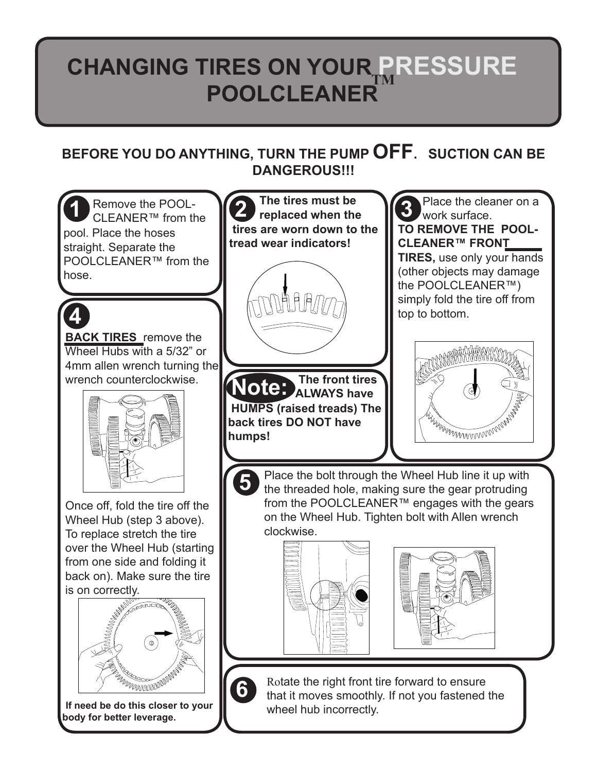# CHANGING TIRES ON YOUR PRESSURE POOLCLEANER™

**BEFORE YOU DO ANYTHING, TURN THE PUMP OFF. SUCTION CAN BE DANGEROUS!!!**

**1** Remove the POOLCLEANER™ from the pool. Place the hoses straight. Separate the POOLCLEANER™ from the hose.

**2** **The tires must be replaced when the tires are worn down to the tread wear indicators!**

**3** Place the cleaner on a work surface. **TO REMOVE THE POOLCLEANER™ FRONT TIRES,** use only your hands (other objects may damage the POOLCLEANER™) simply fold the tire off from top to bottom.

**4**

**BACK TIRES** remove the Wheel Hubs with a 5/32" or 4mm allen wrench turning the wrench counterclockwise.

Once off, fold the tire off the Wheel Hub (step 3 above). To replace stretch the tire over the Wheel Hub (starting from one side and folding it back on). Make sure the tire is on correctly.

**If need be do this closer to your body for better leverage.**

**Note:** **The front tires ALWAYS have HUMPS (raised treads) The back tires DO NOT have humps!**

**5** Place the bolt through the Wheel Hub line it up with the threaded hole, making sure the gear protruding from the POOLCLEANER™ engages with the gears on the Wheel Hub. Tighten bolt with Allen wrench clockwise.

**6** Rotate the right front tire forward to ensure that it moves smoothly. If not you fastened the wheel hub incorrectly.